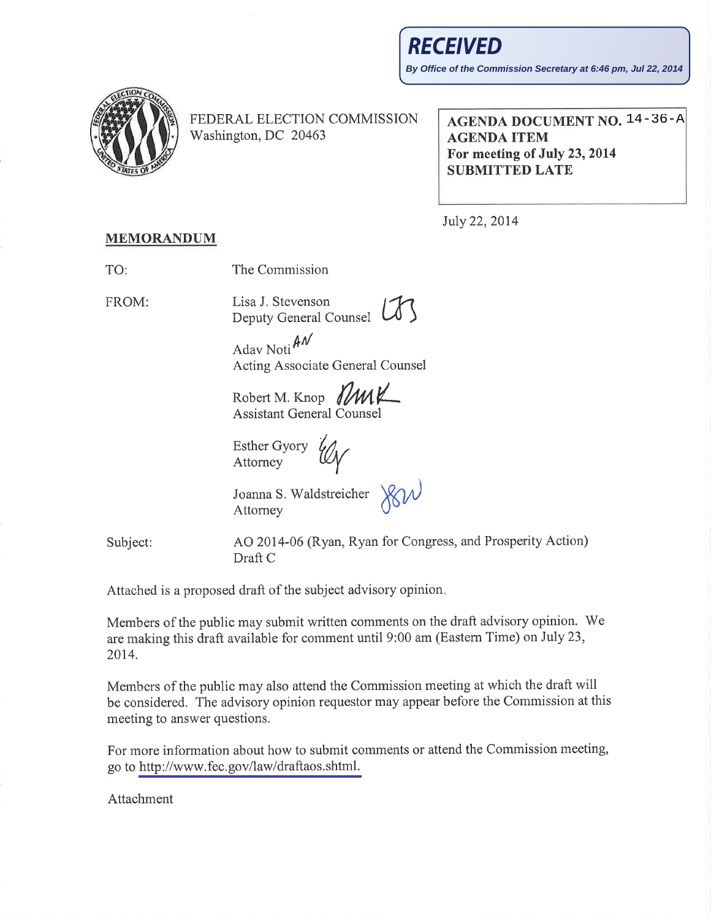**RECEIVED**

*By Office of the Commission Secretary at 6:46 pm, Jul 22, 2014*

FEDERAL ELECTION COMMISSION
Washington, DC 20463

**AGENDA DOCUMENT NO. 14-36-A**
**AGENDA ITEM**
**For meeting of July 23, 2014**
**SUBMITTED LATE**

July 22, 2014

**MEMORANDUM**

TO: The Commission

FROM: Lisa J. Stevenson
Deputy General Counsel

Adav Noti
Acting Associate General Counsel

Robert M. Knop
Assistant General Counsel

Esther Gyory
Attorney

Joanna S. Waldstreicher
Attorney

Subject: AO 2014-06 (Ryan, Ryan for Congress, and Prosperity Action)
Draft C

Attached is a proposed draft of the subject advisory opinion.

Members of the public may submit written comments on the draft advisory opinion. We are making this draft available for comment until 9:00 am (Eastern Time) on July 23, 2014.

Members of the public may also attend the Commission meeting at which the draft will be considered. The advisory opinion requestor may appear before the Commission at this meeting to answer questions.

For more information about how to submit comments or attend the Commission meeting, go to http://www.fec.gov/law/draftaos.shtml.

Attachment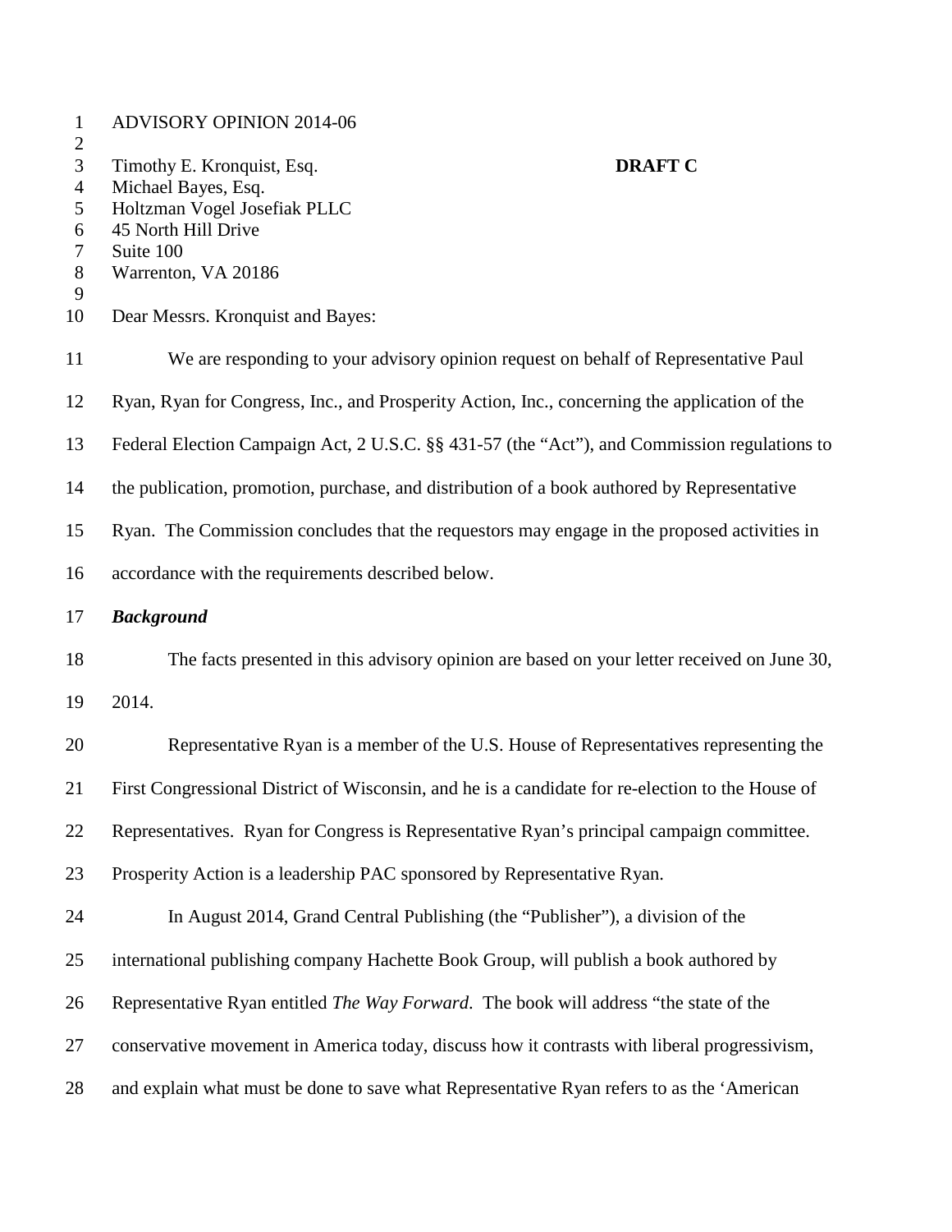ADVISORY OPINION 2014-06

Timothy E. Kronquist, Esq. **DRAFT C**
Michael Bayes, Esq.
Holtzman Vogel Josefiak PLLC
45 North Hill Drive
Suite 100
Warrenton, VA 20186

Dear Messrs. Kronquist and Bayes:

We are responding to your advisory opinion request on behalf of Representative Paul Ryan, Ryan for Congress, Inc., and Prosperity Action, Inc., concerning the application of the Federal Election Campaign Act, 2 U.S.C. §§ 431-57 (the "Act"), and Commission regulations to the publication, promotion, purchase, and distribution of a book authored by Representative Ryan. The Commission concludes that the requestors may engage in the proposed activities in accordance with the requirements described below.

***Background***

The facts presented in this advisory opinion are based on your letter received on June 30, 2014.

Representative Ryan is a member of the U.S. House of Representatives representing the First Congressional District of Wisconsin, and he is a candidate for re-election to the House of Representatives. Ryan for Congress is Representative Ryan's principal campaign committee. Prosperity Action is a leadership PAC sponsored by Representative Ryan.

In August 2014, Grand Central Publishing (the "Publisher"), a division of the international publishing company Hachette Book Group, will publish a book authored by Representative Ryan entitled *The Way Forward*. The book will address "the state of the conservative movement in America today, discuss how it contrasts with liberal progressivism, and explain what must be done to save what Representative Ryan refers to as the 'American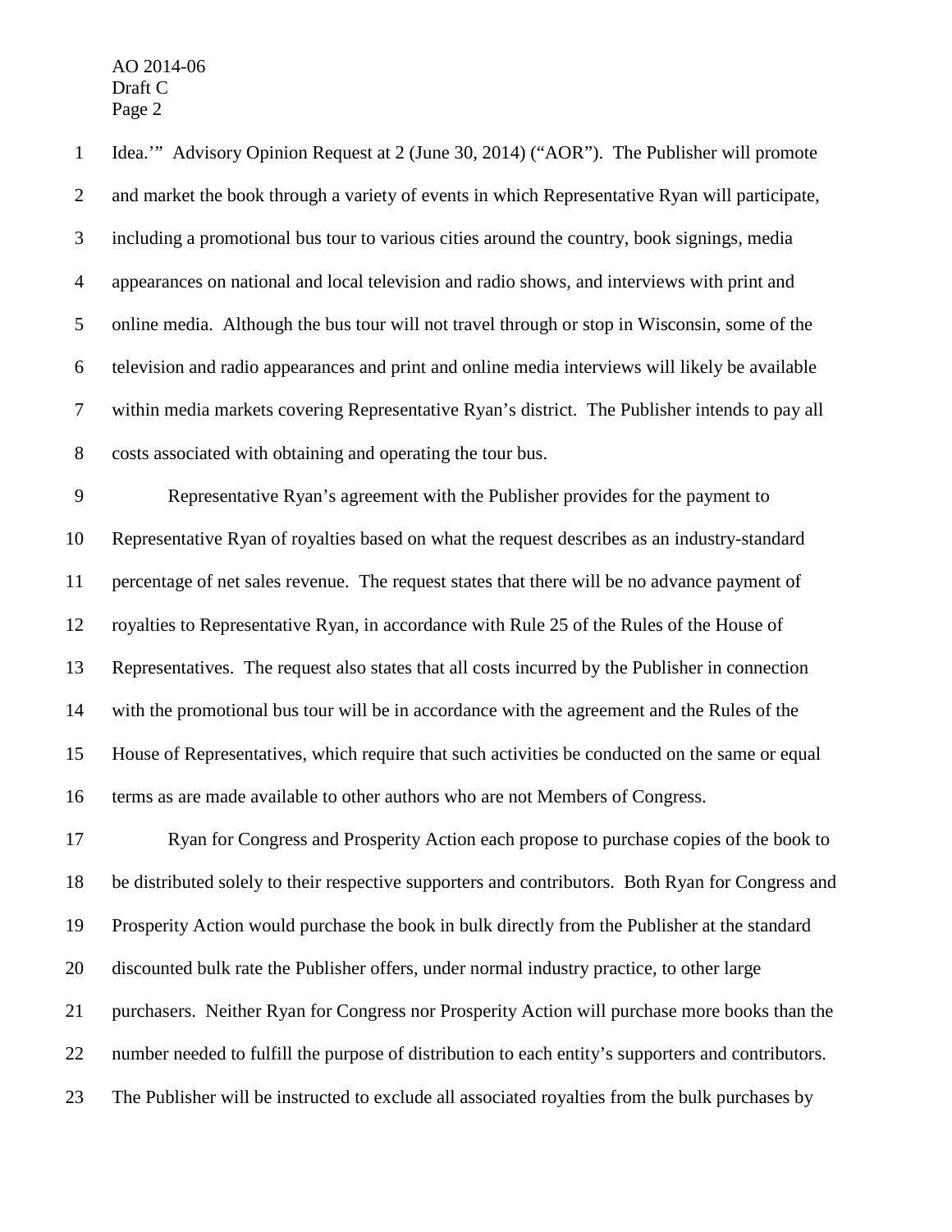Idea.'" Advisory Opinion Request at 2 (June 30, 2014) ("AOR"). The Publisher will promote and market the book through a variety of events in which Representative Ryan will participate, including a promotional bus tour to various cities around the country, book signings, media appearances on national and local television and radio shows, and interviews with print and online media. Although the bus tour will not travel through or stop in Wisconsin, some of the television and radio appearances and print and online media interviews will likely be available within media markets covering Representative Ryan's district. The Publisher intends to pay all costs associated with obtaining and operating the tour bus.

Representative Ryan's agreement with the Publisher provides for the payment to Representative Ryan of royalties based on what the request describes as an industry-standard percentage of net sales revenue. The request states that there will be no advance payment of royalties to Representative Ryan, in accordance with Rule 25 of the Rules of the House of Representatives. The request also states that all costs incurred by the Publisher in connection with the promotional bus tour will be in accordance with the agreement and the Rules of the House of Representatives, which require that such activities be conducted on the same or equal terms as are made available to other authors who are not Members of Congress.

Ryan for Congress and Prosperity Action each propose to purchase copies of the book to be distributed solely to their respective supporters and contributors. Both Ryan for Congress and Prosperity Action would purchase the book in bulk directly from the Publisher at the standard discounted bulk rate the Publisher offers, under normal industry practice, to other large purchasers. Neither Ryan for Congress nor Prosperity Action will purchase more books than the number needed to fulfill the purpose of distribution to each entity's supporters and contributors. The Publisher will be instructed to exclude all associated royalties from the bulk purchases by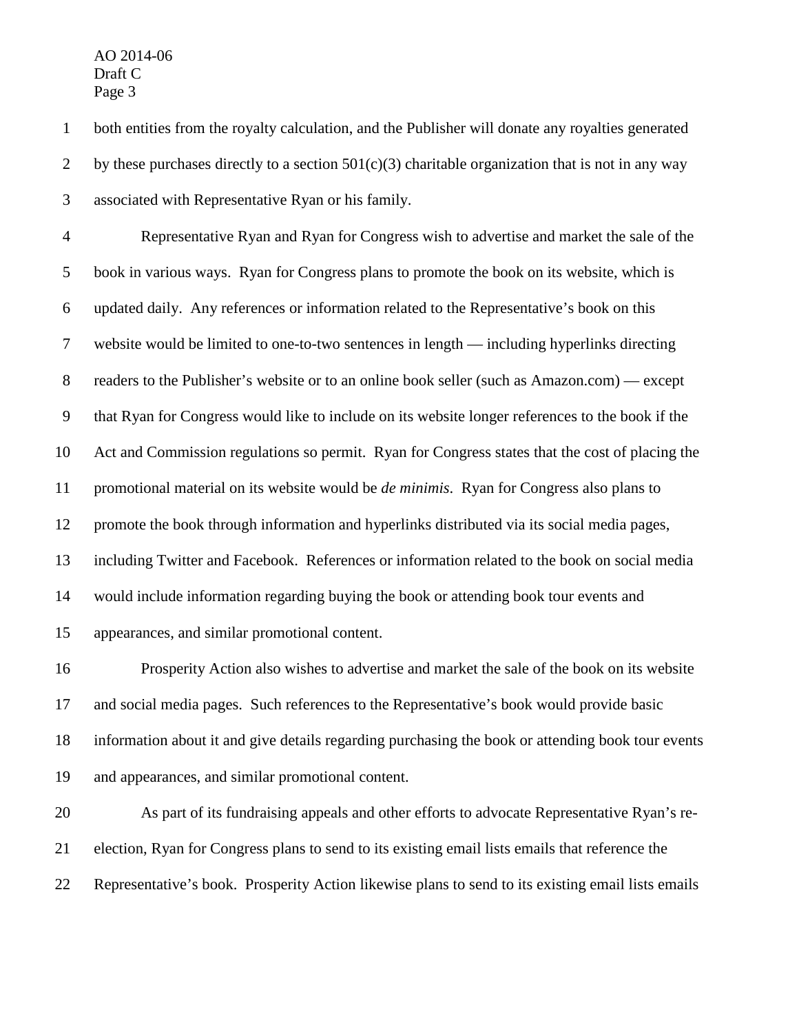both entities from the royalty calculation, and the Publisher will donate any royalties generated by these purchases directly to a section 501(c)(3) charitable organization that is not in any way associated with Representative Ryan or his family.

Representative Ryan and Ryan for Congress wish to advertise and market the sale of the book in various ways. Ryan for Congress plans to promote the book on its website, which is updated daily. Any references or information related to the Representative's book on this website would be limited to one-to-two sentences in length — including hyperlinks directing readers to the Publisher's website or to an online book seller (such as Amazon.com) — except that Ryan for Congress would like to include on its website longer references to the book if the Act and Commission regulations so permit. Ryan for Congress states that the cost of placing the promotional material on its website would be *de minimis*. Ryan for Congress also plans to promote the book through information and hyperlinks distributed via its social media pages, including Twitter and Facebook. References or information related to the book on social media would include information regarding buying the book or attending book tour events and appearances, and similar promotional content.

Prosperity Action also wishes to advertise and market the sale of the book on its website and social media pages. Such references to the Representative's book would provide basic information about it and give details regarding purchasing the book or attending book tour events and appearances, and similar promotional content.

As part of its fundraising appeals and other efforts to advocate Representative Ryan's re-election, Ryan for Congress plans to send to its existing email lists emails that reference the Representative's book. Prosperity Action likewise plans to send to its existing email lists emails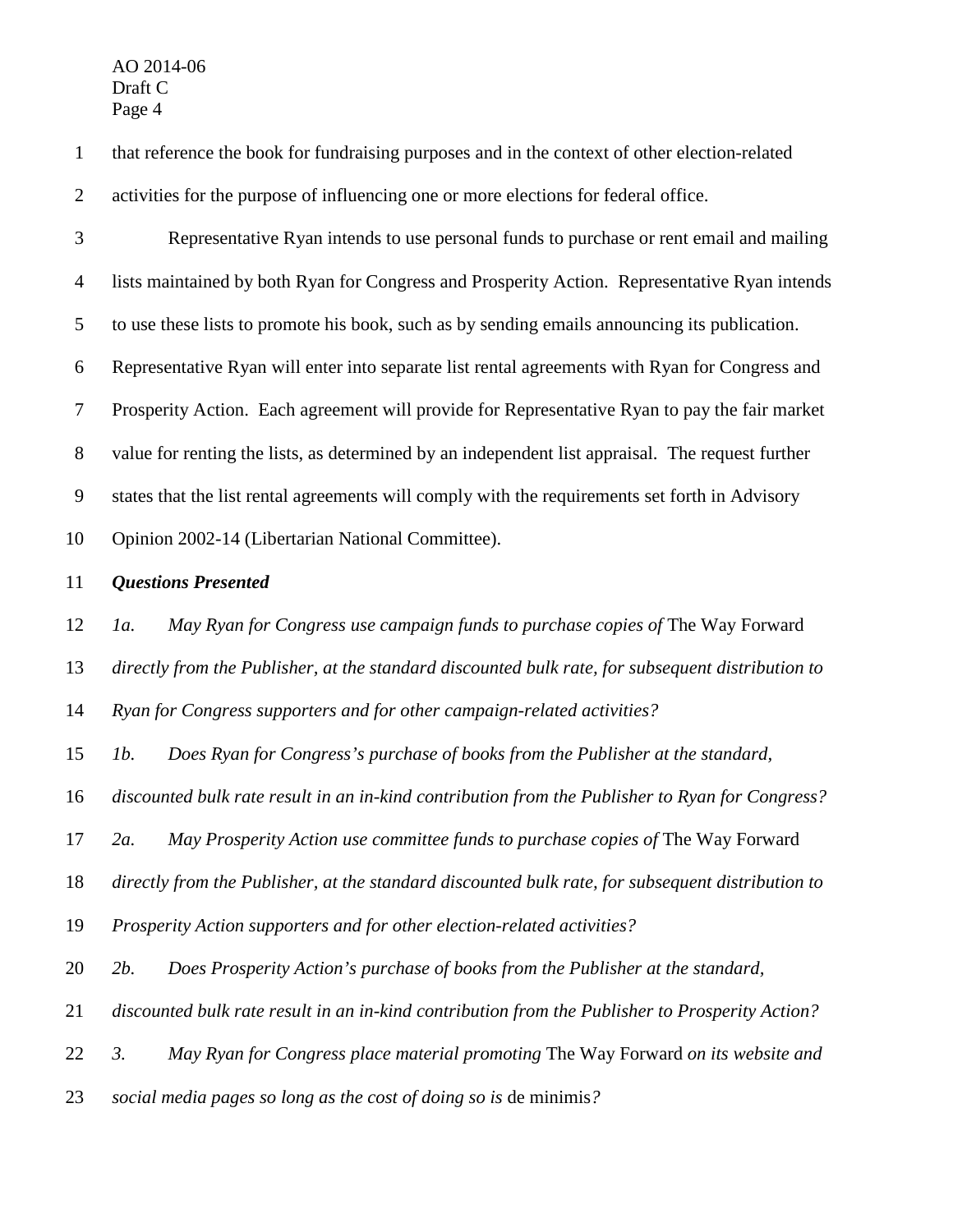that reference the book for fundraising purposes and in the context of other election-related activities for the purpose of influencing one or more elections for federal office.

Representative Ryan intends to use personal funds to purchase or rent email and mailing lists maintained by both Ryan for Congress and Prosperity Action. Representative Ryan intends to use these lists to promote his book, such as by sending emails announcing its publication. Representative Ryan will enter into separate list rental agreements with Ryan for Congress and Prosperity Action. Each agreement will provide for Representative Ryan to pay the fair market value for renting the lists, as determined by an independent list appraisal. The request further states that the list rental agreements will comply with the requirements set forth in Advisory Opinion 2002-14 (Libertarian National Committee).

***Questions Presented***

*1a. May Ryan for Congress use campaign funds to purchase copies of* The Way Forward *directly from the Publisher, at the standard discounted bulk rate, for subsequent distribution to Ryan for Congress supporters and for other campaign-related activities?*

*1b. Does Ryan for Congress's purchase of books from the Publisher at the standard, discounted bulk rate result in an in-kind contribution from the Publisher to Ryan for Congress?*

*2a. May Prosperity Action use committee funds to purchase copies of* The Way Forward *directly from the Publisher, at the standard discounted bulk rate, for subsequent distribution to Prosperity Action supporters and for other election-related activities?*

*2b. Does Prosperity Action's purchase of books from the Publisher at the standard, discounted bulk rate result in an in-kind contribution from the Publisher to Prosperity Action?*

*3. May Ryan for Congress place material promoting* The Way Forward *on its website and social media pages so long as the cost of doing so is* de minimis*?*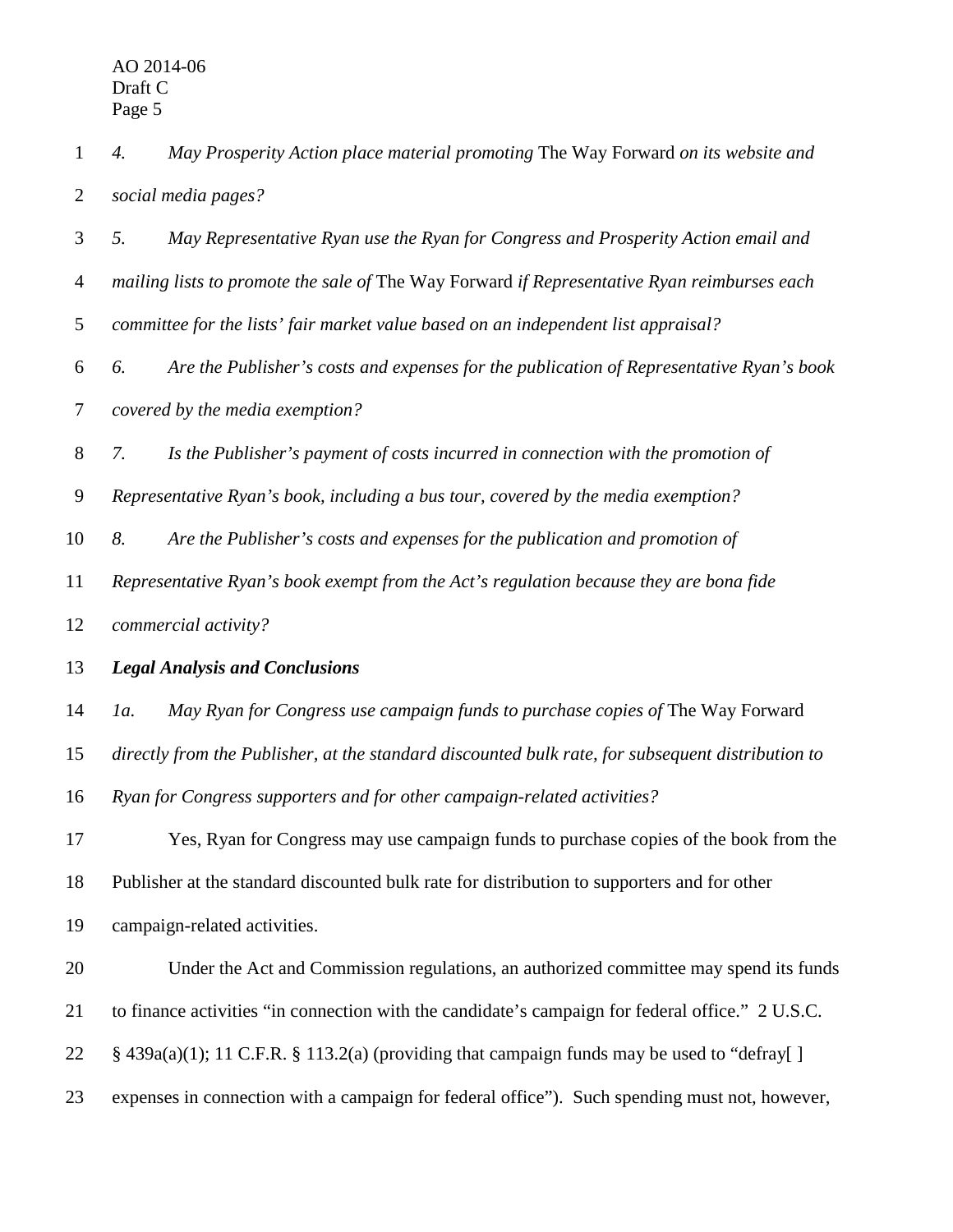*4. May Prosperity Action place material promoting* The Way Forward *on its website and social media pages?*

*5. May Representative Ryan use the Ryan for Congress and Prosperity Action email and mailing lists to promote the sale of* The Way Forward *if Representative Ryan reimburses each committee for the lists' fair market value based on an independent list appraisal?*

*6. Are the Publisher's costs and expenses for the publication of Representative Ryan's book covered by the media exemption?*

*7. Is the Publisher's payment of costs incurred in connection with the promotion of Representative Ryan's book, including a bus tour, covered by the media exemption?*

*8. Are the Publisher's costs and expenses for the publication and promotion of Representative Ryan's book exempt from the Act's regulation because they are bona fide commercial activity?*

***Legal Analysis and Conclusions***

*1a. May Ryan for Congress use campaign funds to purchase copies of* The Way Forward *directly from the Publisher, at the standard discounted bulk rate, for subsequent distribution to Ryan for Congress supporters and for other campaign-related activities?*

Yes, Ryan for Congress may use campaign funds to purchase copies of the book from the Publisher at the standard discounted bulk rate for distribution to supporters and for other campaign-related activities.

Under the Act and Commission regulations, an authorized committee may spend its funds to finance activities "in connection with the candidate's campaign for federal office." 2 U.S.C. § 439a(a)(1); 11 C.F.R. § 113.2(a) (providing that campaign funds may be used to "defray[ ] expenses in connection with a campaign for federal office"). Such spending must not, however,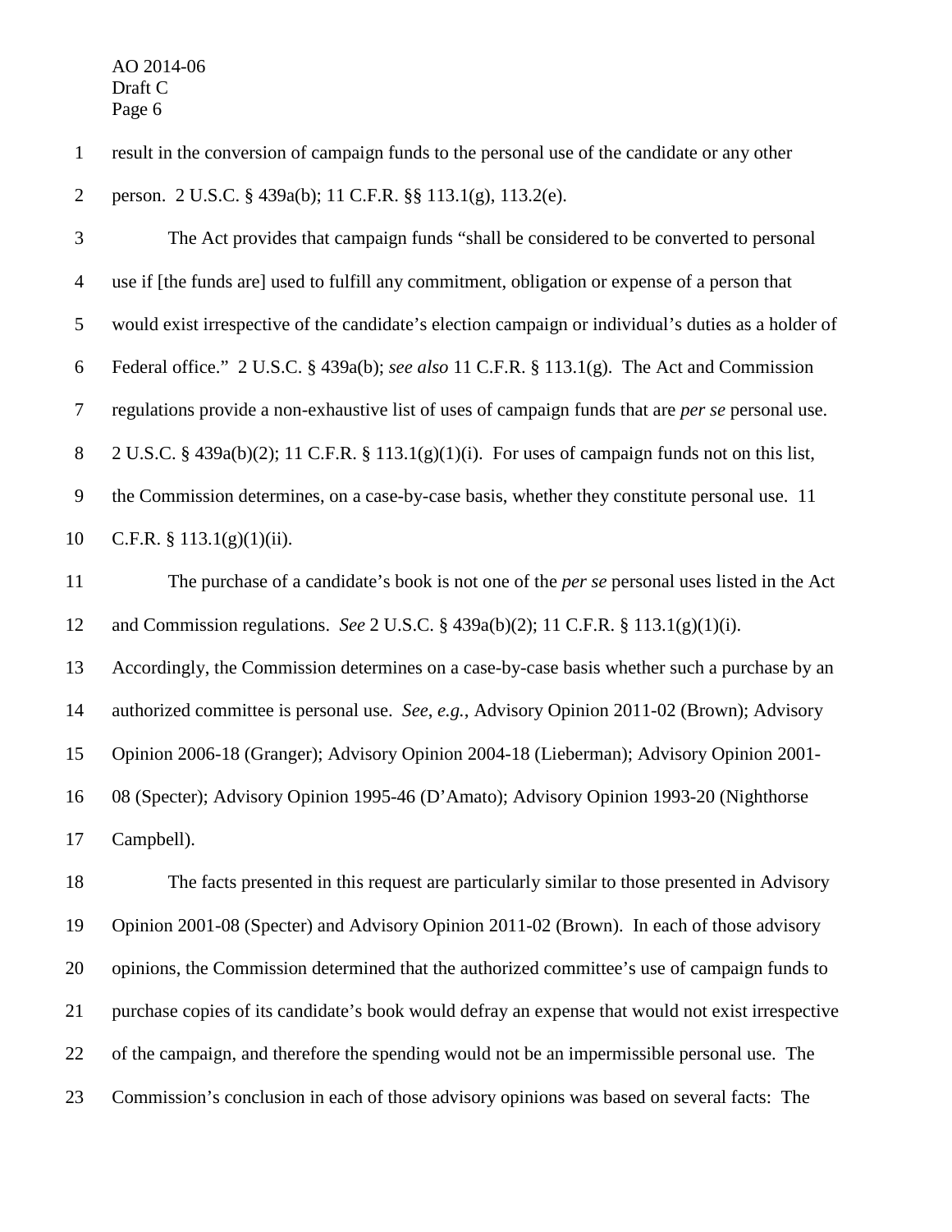result in the conversion of campaign funds to the personal use of the candidate or any other person. 2 U.S.C. § 439a(b); 11 C.F.R. §§ 113.1(g), 113.2(e).

The Act provides that campaign funds "shall be considered to be converted to personal use if [the funds are] used to fulfill any commitment, obligation or expense of a person that would exist irrespective of the candidate's election campaign or individual's duties as a holder of Federal office." 2 U.S.C. § 439a(b); *see also* 11 C.F.R. § 113.1(g). The Act and Commission regulations provide a non-exhaustive list of uses of campaign funds that are *per se* personal use. 2 U.S.C. § 439a(b)(2); 11 C.F.R. § 113.1(g)(1)(i). For uses of campaign funds not on this list, the Commission determines, on a case-by-case basis, whether they constitute personal use. 11 C.F.R. § 113.1(g)(1)(ii).

The purchase of a candidate's book is not one of the *per se* personal uses listed in the Act and Commission regulations. *See* 2 U.S.C. § 439a(b)(2); 11 C.F.R. § 113.1(g)(1)(i). Accordingly, the Commission determines on a case-by-case basis whether such a purchase by an authorized committee is personal use. *See*, *e.g.*, Advisory Opinion 2011-02 (Brown); Advisory Opinion 2006-18 (Granger); Advisory Opinion 2004-18 (Lieberman); Advisory Opinion 2001-08 (Specter); Advisory Opinion 1995-46 (D'Amato); Advisory Opinion 1993-20 (Nighthorse Campbell).

The facts presented in this request are particularly similar to those presented in Advisory Opinion 2001-08 (Specter) and Advisory Opinion 2011-02 (Brown). In each of those advisory opinions, the Commission determined that the authorized committee's use of campaign funds to purchase copies of its candidate's book would defray an expense that would not exist irrespective of the campaign, and therefore the spending would not be an impermissible personal use. The Commission's conclusion in each of those advisory opinions was based on several facts: The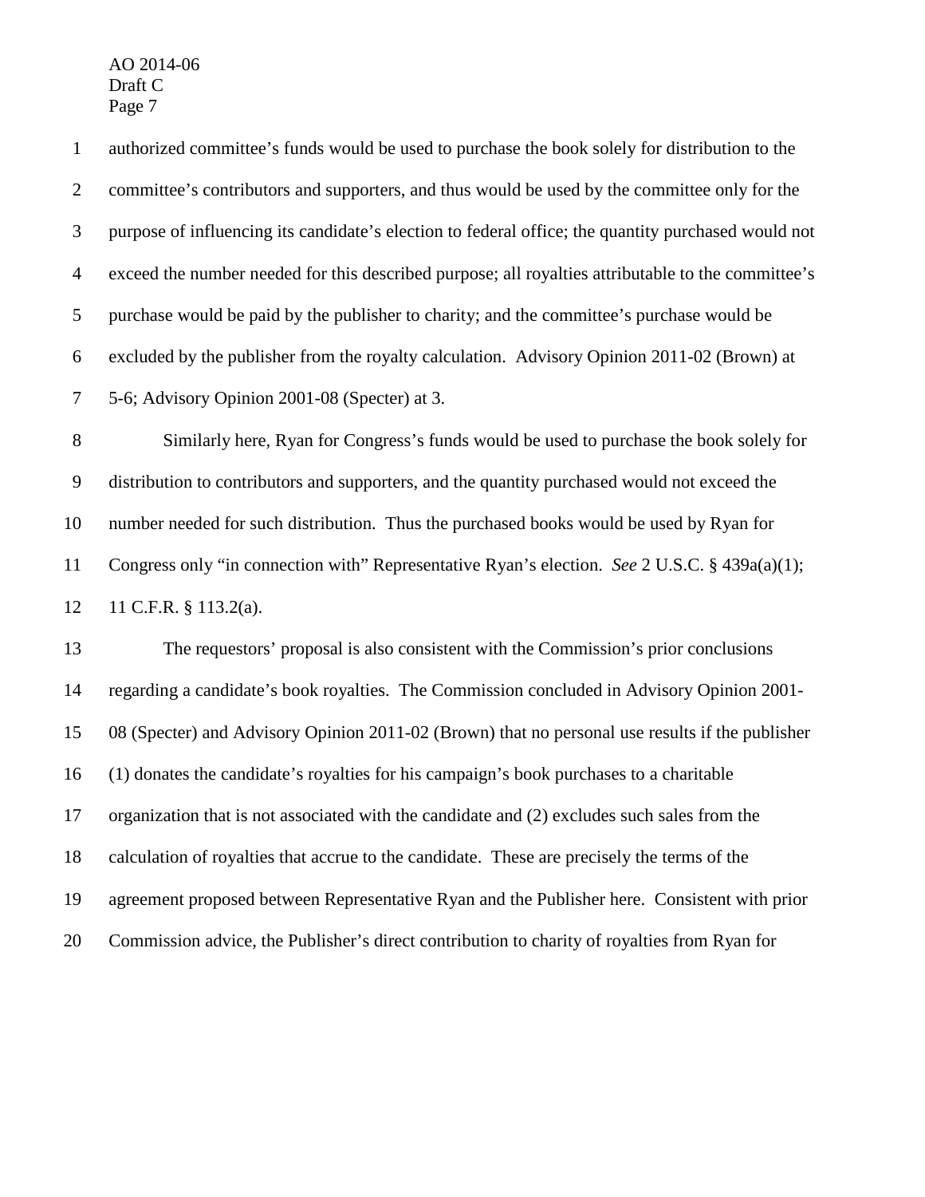authorized committee's funds would be used to purchase the book solely for distribution to the committee's contributors and supporters, and thus would be used by the committee only for the purpose of influencing its candidate's election to federal office; the quantity purchased would not exceed the number needed for this described purpose; all royalties attributable to the committee's purchase would be paid by the publisher to charity; and the committee's purchase would be excluded by the publisher from the royalty calculation. Advisory Opinion 2011-02 (Brown) at 5-6; Advisory Opinion 2001-08 (Specter) at 3.

Similarly here, Ryan for Congress's funds would be used to purchase the book solely for distribution to contributors and supporters, and the quantity purchased would not exceed the number needed for such distribution. Thus the purchased books would be used by Ryan for Congress only "in connection with" Representative Ryan's election. *See* 2 U.S.C. § 439a(a)(1); 11 C.F.R. § 113.2(a).

The requestors' proposal is also consistent with the Commission's prior conclusions regarding a candidate's book royalties. The Commission concluded in Advisory Opinion 2001-08 (Specter) and Advisory Opinion 2011-02 (Brown) that no personal use results if the publisher (1) donates the candidate's royalties for his campaign's book purchases to a charitable organization that is not associated with the candidate and (2) excludes such sales from the calculation of royalties that accrue to the candidate. These are precisely the terms of the agreement proposed between Representative Ryan and the Publisher here. Consistent with prior Commission advice, the Publisher's direct contribution to charity of royalties from Ryan for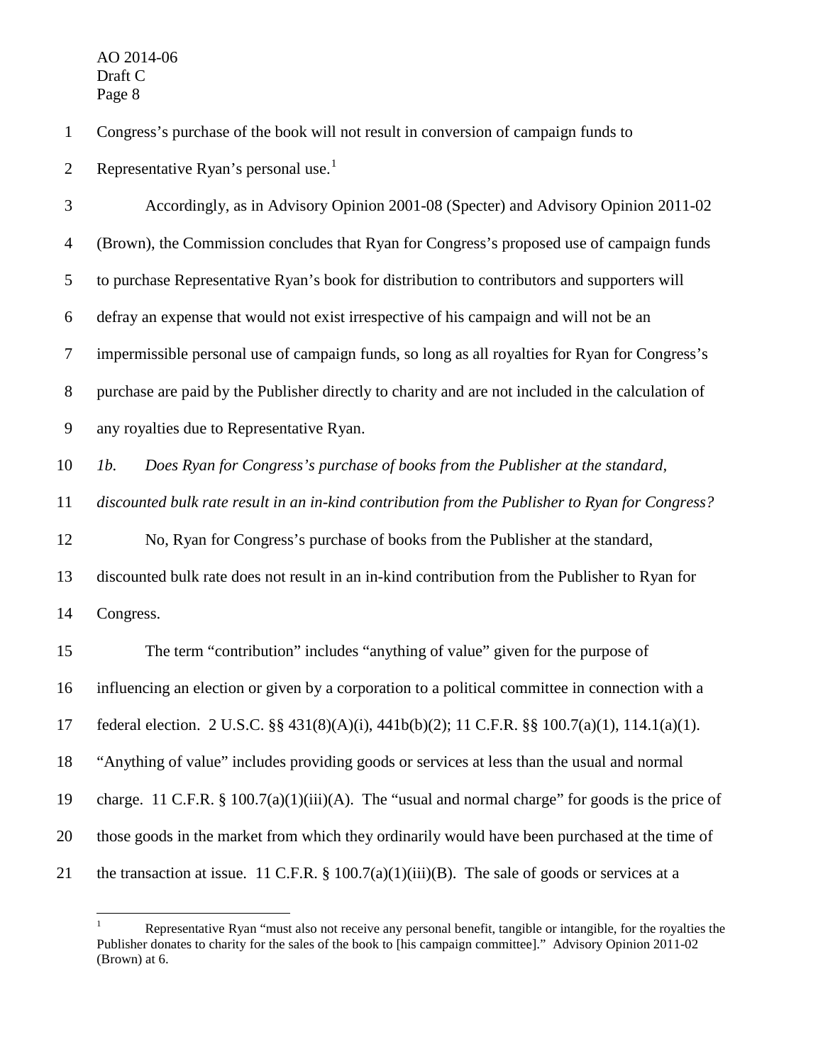Congress's purchase of the book will not result in conversion of campaign funds to Representative Ryan's personal use.[1]

Accordingly, as in Advisory Opinion 2001-08 (Specter) and Advisory Opinion 2011-02 (Brown), the Commission concludes that Ryan for Congress's proposed use of campaign funds to purchase Representative Ryan's book for distribution to contributors and supporters will defray an expense that would not exist irrespective of his campaign and will not be an impermissible personal use of campaign funds, so long as all royalties for Ryan for Congress's purchase are paid by the Publisher directly to charity and are not included in the calculation of any royalties due to Representative Ryan.

*1b. Does Ryan for Congress's purchase of books from the Publisher at the standard, discounted bulk rate result in an in-kind contribution from the Publisher to Ryan for Congress?*

No, Ryan for Congress's purchase of books from the Publisher at the standard, discounted bulk rate does not result in an in-kind contribution from the Publisher to Ryan for Congress.

The term "contribution" includes "anything of value" given for the purpose of influencing an election or given by a corporation to a political committee in connection with a federal election. 2 U.S.C. §§ 431(8)(A)(i), 441b(b)(2); 11 C.F.R. §§ 100.7(a)(1), 114.1(a)(1). "Anything of value" includes providing goods or services at less than the usual and normal charge. 11 C.F.R. § 100.7(a)(1)(iii)(A). The "usual and normal charge" for goods is the price of those goods in the market from which they ordinarily would have been purchased at the time of the transaction at issue. 11 C.F.R. § 100.7(a)(1)(iii)(B). The sale of goods or services at a

[1] Representative Ryan "must also not receive any personal benefit, tangible or intangible, for the royalties the Publisher donates to charity for the sales of the book to [his campaign committee]." Advisory Opinion 2011-02 (Brown) at 6.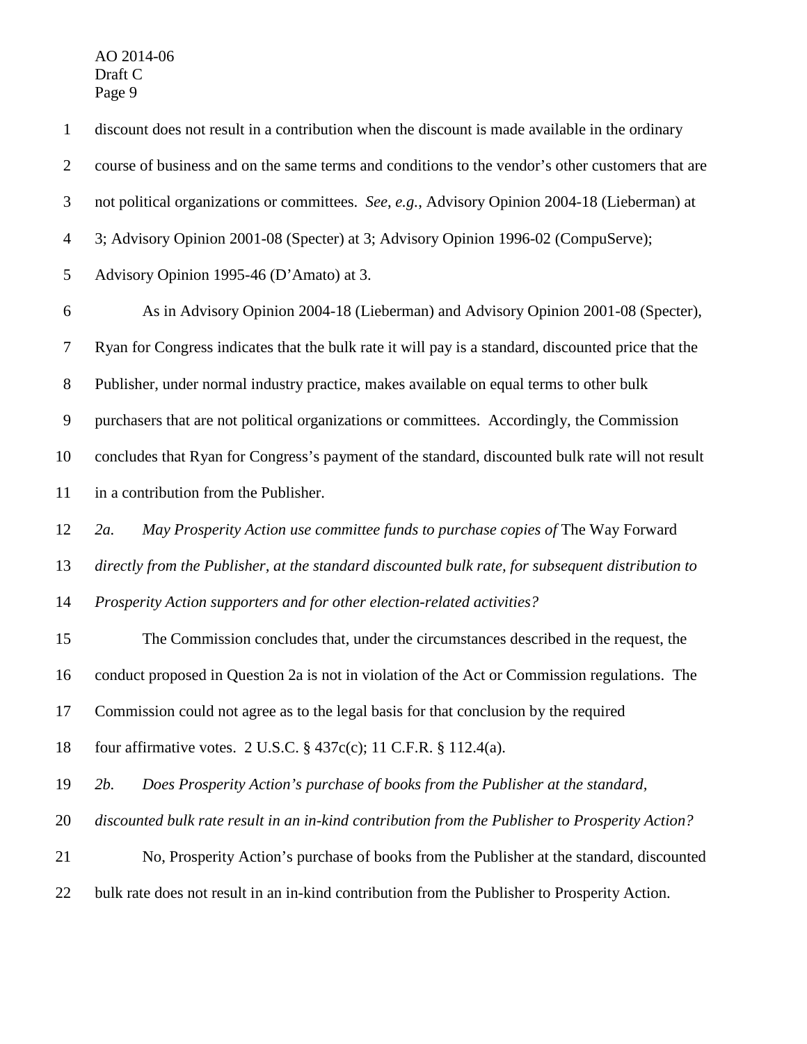discount does not result in a contribution when the discount is made available in the ordinary course of business and on the same terms and conditions to the vendor's other customers that are not political organizations or committees. *See, e.g.*, Advisory Opinion 2004-18 (Lieberman) at 3; Advisory Opinion 2001-08 (Specter) at 3; Advisory Opinion 1996-02 (CompuServe); Advisory Opinion 1995-46 (D'Amato) at 3.

As in Advisory Opinion 2004-18 (Lieberman) and Advisory Opinion 2001-08 (Specter), Ryan for Congress indicates that the bulk rate it will pay is a standard, discounted price that the Publisher, under normal industry practice, makes available on equal terms to other bulk purchasers that are not political organizations or committees. Accordingly, the Commission concludes that Ryan for Congress's payment of the standard, discounted bulk rate will not result in a contribution from the Publisher.

*2a. May Prosperity Action use committee funds to purchase copies of* The Way Forward *directly from the Publisher, at the standard discounted bulk rate, for subsequent distribution to Prosperity Action supporters and for other election-related activities?*

The Commission concludes that, under the circumstances described in the request, the conduct proposed in Question 2a is not in violation of the Act or Commission regulations. The Commission could not agree as to the legal basis for that conclusion by the required four affirmative votes. 2 U.S.C. § 437c(c); 11 C.F.R. § 112.4(a).

*2b. Does Prosperity Action's purchase of books from the Publisher at the standard, discounted bulk rate result in an in-kind contribution from the Publisher to Prosperity Action?*

No, Prosperity Action's purchase of books from the Publisher at the standard, discounted bulk rate does not result in an in-kind contribution from the Publisher to Prosperity Action.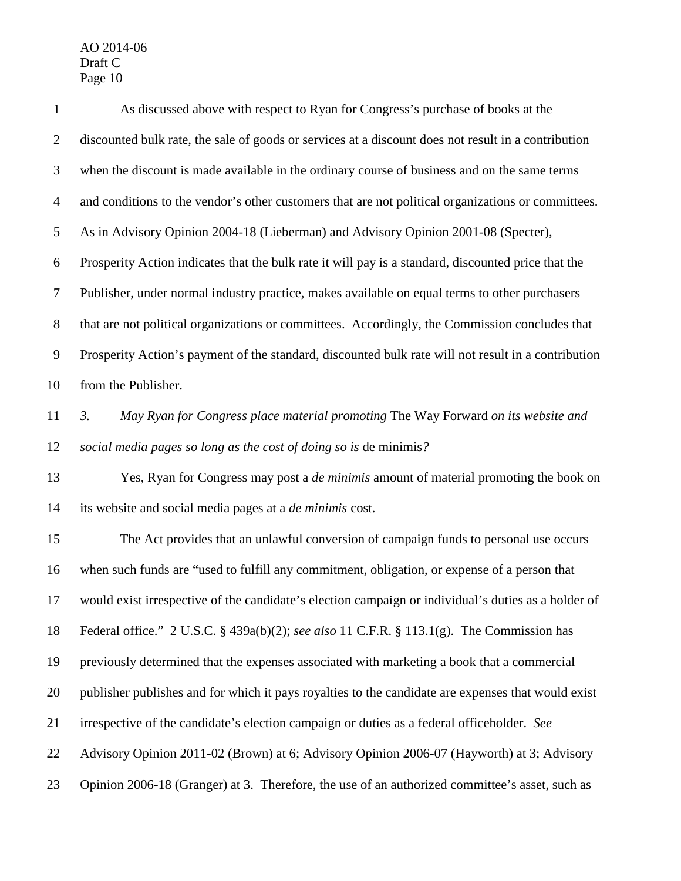As discussed above with respect to Ryan for Congress's purchase of books at the discounted bulk rate, the sale of goods or services at a discount does not result in a contribution when the discount is made available in the ordinary course of business and on the same terms and conditions to the vendor's other customers that are not political organizations or committees. As in Advisory Opinion 2004-18 (Lieberman) and Advisory Opinion 2001-08 (Specter), Prosperity Action indicates that the bulk rate it will pay is a standard, discounted price that the Publisher, under normal industry practice, makes available on equal terms to other purchasers that are not political organizations or committees. Accordingly, the Commission concludes that Prosperity Action's payment of the standard, discounted bulk rate will not result in a contribution from the Publisher.

*3. May Ryan for Congress place material promoting* The Way Forward *on its website and social media pages so long as the cost of doing so is* de minimis*?*

Yes, Ryan for Congress may post a *de minimis* amount of material promoting the book on its website and social media pages at a *de minimis* cost.

The Act provides that an unlawful conversion of campaign funds to personal use occurs when such funds are "used to fulfill any commitment, obligation, or expense of a person that would exist irrespective of the candidate's election campaign or individual's duties as a holder of Federal office." 2 U.S.C. § 439a(b)(2); *see also* 11 C.F.R. § 113.1(g). The Commission has previously determined that the expenses associated with marketing a book that a commercial publisher publishes and for which it pays royalties to the candidate are expenses that would exist irrespective of the candidate's election campaign or duties as a federal officeholder. *See* Advisory Opinion 2011-02 (Brown) at 6; Advisory Opinion 2006-07 (Hayworth) at 3; Advisory Opinion 2006-18 (Granger) at 3. Therefore, the use of an authorized committee's asset, such as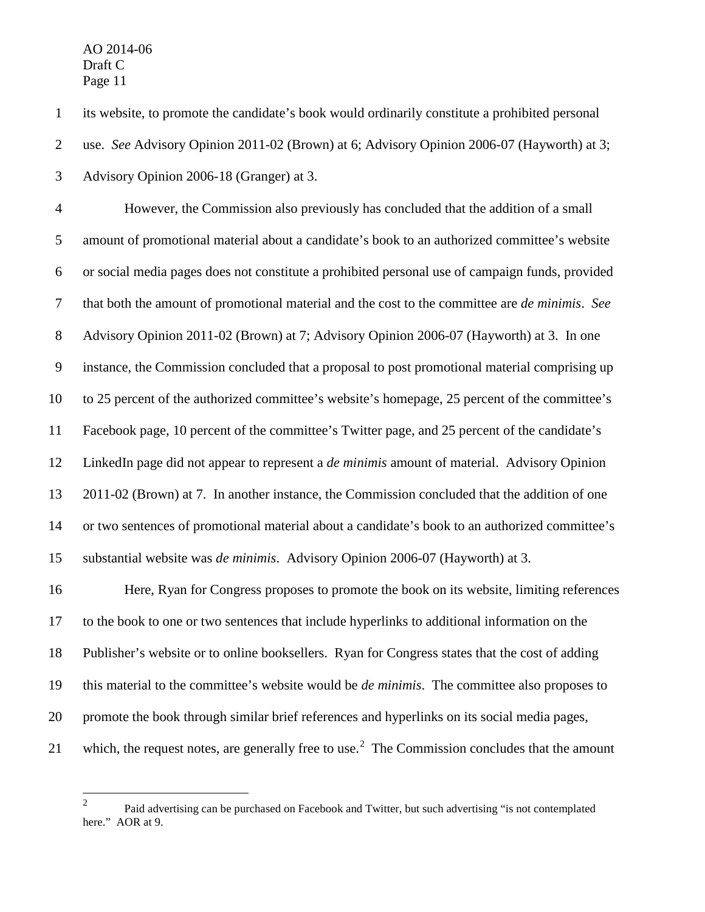its website, to promote the candidate's book would ordinarily constitute a prohibited personal use. *See* Advisory Opinion 2011-02 (Brown) at 6; Advisory Opinion 2006-07 (Hayworth) at 3; Advisory Opinion 2006-18 (Granger) at 3.

However, the Commission also previously has concluded that the addition of a small amount of promotional material about a candidate's book to an authorized committee's website or social media pages does not constitute a prohibited personal use of campaign funds, provided that both the amount of promotional material and the cost to the committee are *de minimis*. *See* Advisory Opinion 2011-02 (Brown) at 7; Advisory Opinion 2006-07 (Hayworth) at 3. In one instance, the Commission concluded that a proposal to post promotional material comprising up to 25 percent of the authorized committee's website's homepage, 25 percent of the committee's Facebook page, 10 percent of the committee's Twitter page, and 25 percent of the candidate's LinkedIn page did not appear to represent a *de minimis* amount of material. Advisory Opinion 2011-02 (Brown) at 7. In another instance, the Commission concluded that the addition of one or two sentences of promotional material about a candidate's book to an authorized committee's substantial website was *de minimis*. Advisory Opinion 2006-07 (Hayworth) at 3.

Here, Ryan for Congress proposes to promote the book on its website, limiting references to the book to one or two sentences that include hyperlinks to additional information on the Publisher's website or to online booksellers. Ryan for Congress states that the cost of adding this material to the committee's website would be *de minimis*. The committee also proposes to promote the book through similar brief references and hyperlinks on its social media pages, which, the request notes, are generally free to use.[2] The Commission concludes that the amount

[2] Paid advertising can be purchased on Facebook and Twitter, but such advertising "is not contemplated here." AOR at 9.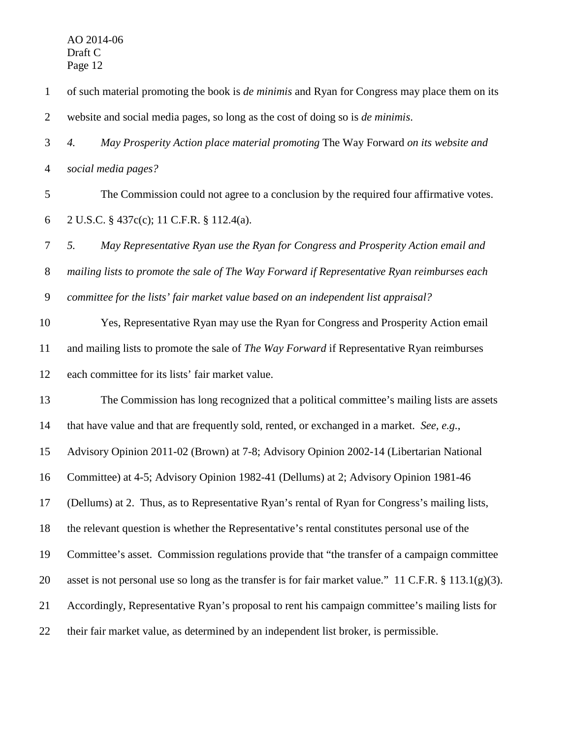of such material promoting the book is *de minimis* and Ryan for Congress may place them on its website and social media pages, so long as the cost of doing so is *de minimis*.

*4. May Prosperity Action place material promoting* The Way Forward *on its website and social media pages?*

The Commission could not agree to a conclusion by the required four affirmative votes. 2 U.S.C. § 437c(c); 11 C.F.R. § 112.4(a).

*5. May Representative Ryan use the Ryan for Congress and Prosperity Action email and mailing lists to promote the sale of The Way Forward if Representative Ryan reimburses each committee for the lists' fair market value based on an independent list appraisal?*

Yes, Representative Ryan may use the Ryan for Congress and Prosperity Action email and mailing lists to promote the sale of *The Way Forward* if Representative Ryan reimburses each committee for its lists' fair market value.

The Commission has long recognized that a political committee's mailing lists are assets that have value and that are frequently sold, rented, or exchanged in a market. *See, e.g.*, Advisory Opinion 2011-02 (Brown) at 7-8; Advisory Opinion 2002-14 (Libertarian National Committee) at 4-5; Advisory Opinion 1982-41 (Dellums) at 2; Advisory Opinion 1981-46 (Dellums) at 2. Thus, as to Representative Ryan's rental of Ryan for Congress's mailing lists, the relevant question is whether the Representative's rental constitutes personal use of the Committee's asset. Commission regulations provide that "the transfer of a campaign committee asset is not personal use so long as the transfer is for fair market value." 11 C.F.R. § 113.1(g)(3). Accordingly, Representative Ryan's proposal to rent his campaign committee's mailing lists for their fair market value, as determined by an independent list broker, is permissible.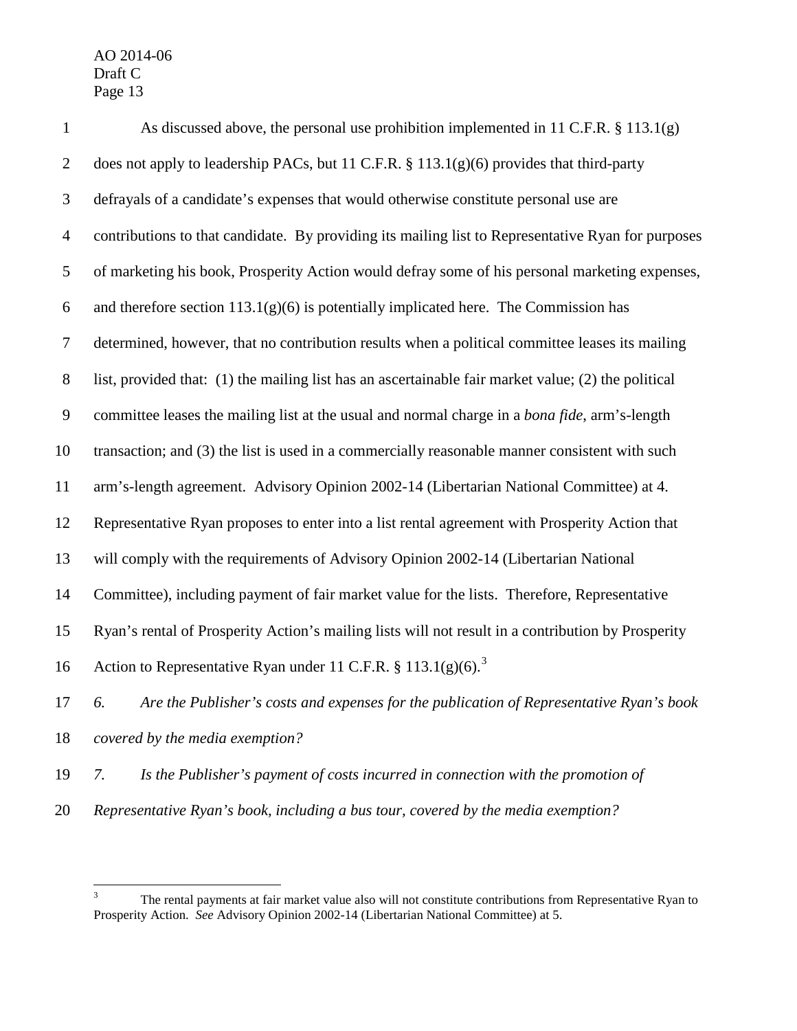As discussed above, the personal use prohibition implemented in 11 C.F.R. § 113.1(g) does not apply to leadership PACs, but 11 C.F.R. § 113.1(g)(6) provides that third-party defrayals of a candidate's expenses that would otherwise constitute personal use are contributions to that candidate. By providing its mailing list to Representative Ryan for purposes of marketing his book, Prosperity Action would defray some of his personal marketing expenses, and therefore section 113.1(g)(6) is potentially implicated here. The Commission has determined, however, that no contribution results when a political committee leases its mailing list, provided that: (1) the mailing list has an ascertainable fair market value; (2) the political committee leases the mailing list at the usual and normal charge in a *bona fide*, arm's-length transaction; and (3) the list is used in a commercially reasonable manner consistent with such arm's-length agreement. Advisory Opinion 2002-14 (Libertarian National Committee) at 4. Representative Ryan proposes to enter into a list rental agreement with Prosperity Action that will comply with the requirements of Advisory Opinion 2002-14 (Libertarian National Committee), including payment of fair market value for the lists. Therefore, Representative Ryan's rental of Prosperity Action's mailing lists will not result in a contribution by Prosperity Action to Representative Ryan under 11 C.F.R. § 113.1(g)(6).[3]

*6. Are the Publisher's costs and expenses for the publication of Representative Ryan's book covered by the media exemption?*

*7. Is the Publisher's payment of costs incurred in connection with the promotion of Representative Ryan's book, including a bus tour, covered by the media exemption?*

---

[3] The rental payments at fair market value also will not constitute contributions from Representative Ryan to Prosperity Action. *See* Advisory Opinion 2002-14 (Libertarian National Committee) at 5.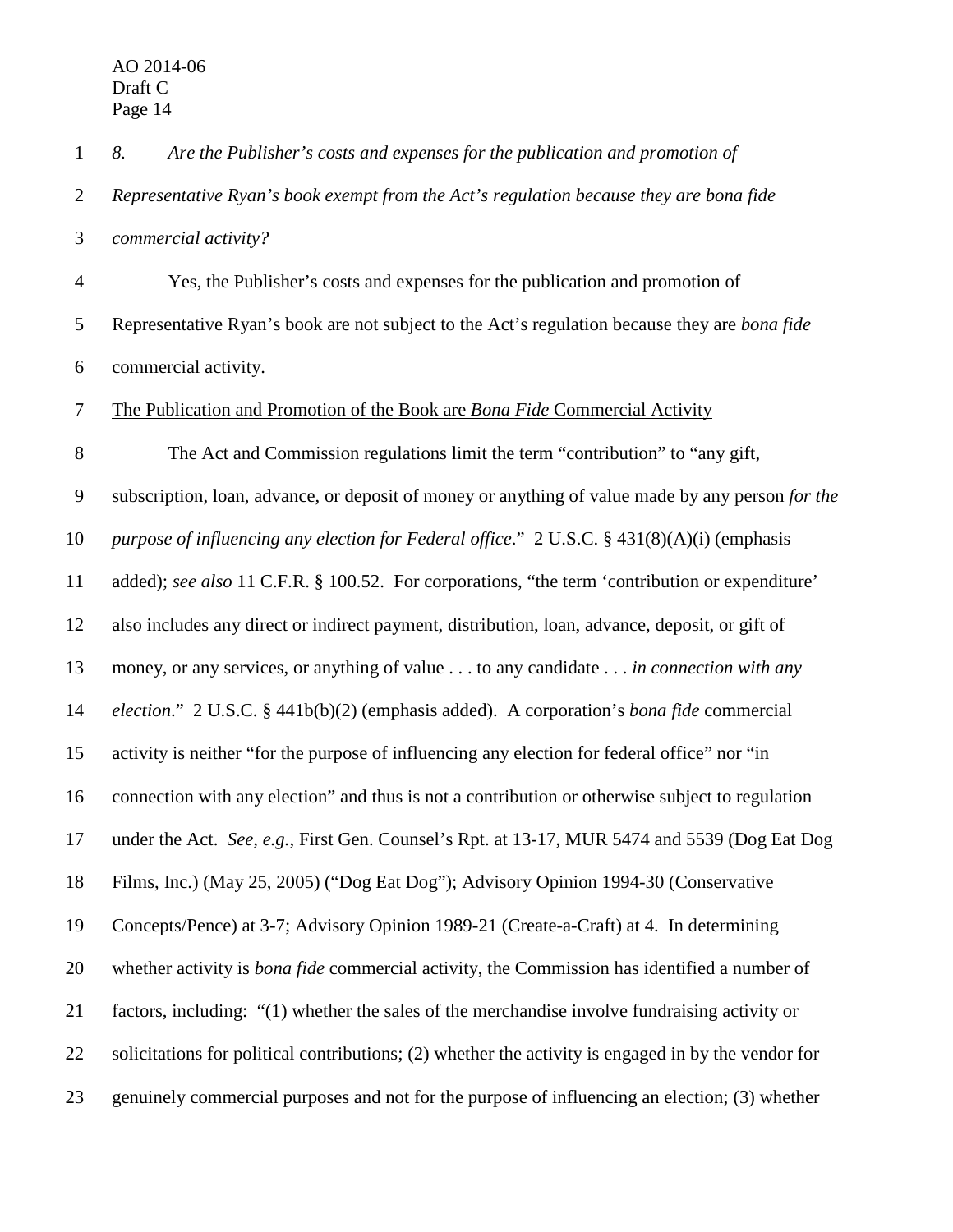*8. Are the Publisher's costs and expenses for the publication and promotion of Representative Ryan's book exempt from the Act's regulation because they are bona fide commercial activity?*

Yes, the Publisher's costs and expenses for the publication and promotion of Representative Ryan's book are not subject to the Act's regulation because they are *bona fide* commercial activity.

The Publication and Promotion of the Book are *Bona Fide* Commercial Activity

The Act and Commission regulations limit the term "contribution" to "any gift, subscription, loan, advance, or deposit of money or anything of value made by any person *for the purpose of influencing any election for Federal office*." 2 U.S.C. § 431(8)(A)(i) (emphasis added); *see also* 11 C.F.R. § 100.52. For corporations, "the term 'contribution or expenditure' also includes any direct or indirect payment, distribution, loan, advance, deposit, or gift of money, or any services, or anything of value . . . to any candidate . . . *in connection with any election*." 2 U.S.C. § 441b(b)(2) (emphasis added). A corporation's *bona fide* commercial activity is neither "for the purpose of influencing any election for federal office" nor "in connection with any election" and thus is not a contribution or otherwise subject to regulation under the Act. *See, e.g.*, First Gen. Counsel's Rpt. at 13-17, MUR 5474 and 5539 (Dog Eat Dog Films, Inc.) (May 25, 2005) ("Dog Eat Dog"); Advisory Opinion 1994-30 (Conservative Concepts/Pence) at 3-7; Advisory Opinion 1989-21 (Create-a-Craft) at 4. In determining whether activity is *bona fide* commercial activity, the Commission has identified a number of factors, including: "(1) whether the sales of the merchandise involve fundraising activity or solicitations for political contributions; (2) whether the activity is engaged in by the vendor for genuinely commercial purposes and not for the purpose of influencing an election; (3) whether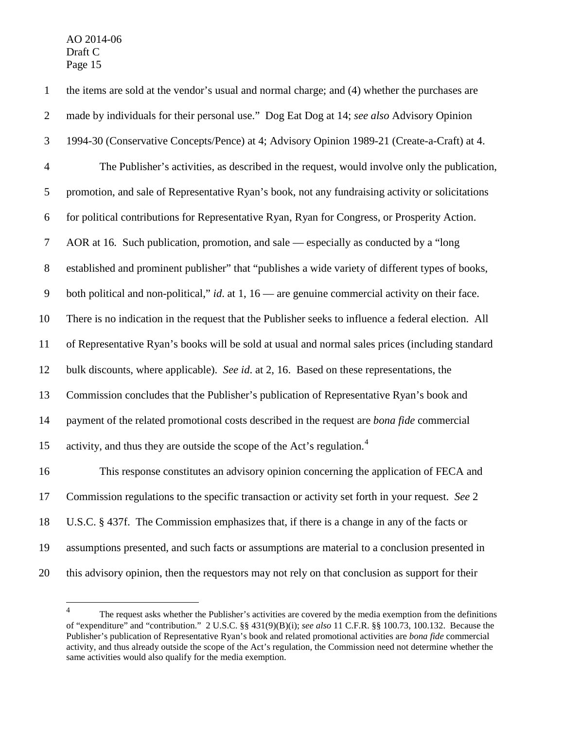the items are sold at the vendor's usual and normal charge; and (4) whether the purchases are made by individuals for their personal use." Dog Eat Dog at 14; *see also* Advisory Opinion 1994-30 (Conservative Concepts/Pence) at 4; Advisory Opinion 1989-21 (Create-a-Craft) at 4.

The Publisher's activities, as described in the request, would involve only the publication, promotion, and sale of Representative Ryan's book, not any fundraising activity or solicitations for political contributions for Representative Ryan, Ryan for Congress, or Prosperity Action. AOR at 16. Such publication, promotion, and sale — especially as conducted by a "long established and prominent publisher" that "publishes a wide variety of different types of books, both political and non-political," *id.* at 1, 16 — are genuine commercial activity on their face. There is no indication in the request that the Publisher seeks to influence a federal election. All of Representative Ryan's books will be sold at usual and normal sales prices (including standard bulk discounts, where applicable). *See id.* at 2, 16. Based on these representations, the Commission concludes that the Publisher's publication of Representative Ryan's book and payment of the related promotional costs described in the request are *bona fide* commercial activity, and thus they are outside the scope of the Act's regulation.[4]

This response constitutes an advisory opinion concerning the application of FECA and Commission regulations to the specific transaction or activity set forth in your request. *See* 2 U.S.C. § 437f. The Commission emphasizes that, if there is a change in any of the facts or assumptions presented, and such facts or assumptions are material to a conclusion presented in this advisory opinion, then the requestors may not rely on that conclusion as support for their

---

[4] The request asks whether the Publisher's activities are covered by the media exemption from the definitions of "expenditure" and "contribution." 2 U.S.C. §§ 431(9)(B)(i); *see also* 11 C.F.R. §§ 100.73, 100.132. Because the Publisher's publication of Representative Ryan's book and related promotional activities are *bona fide* commercial activity, and thus already outside the scope of the Act's regulation, the Commission need not determine whether the same activities would also qualify for the media exemption.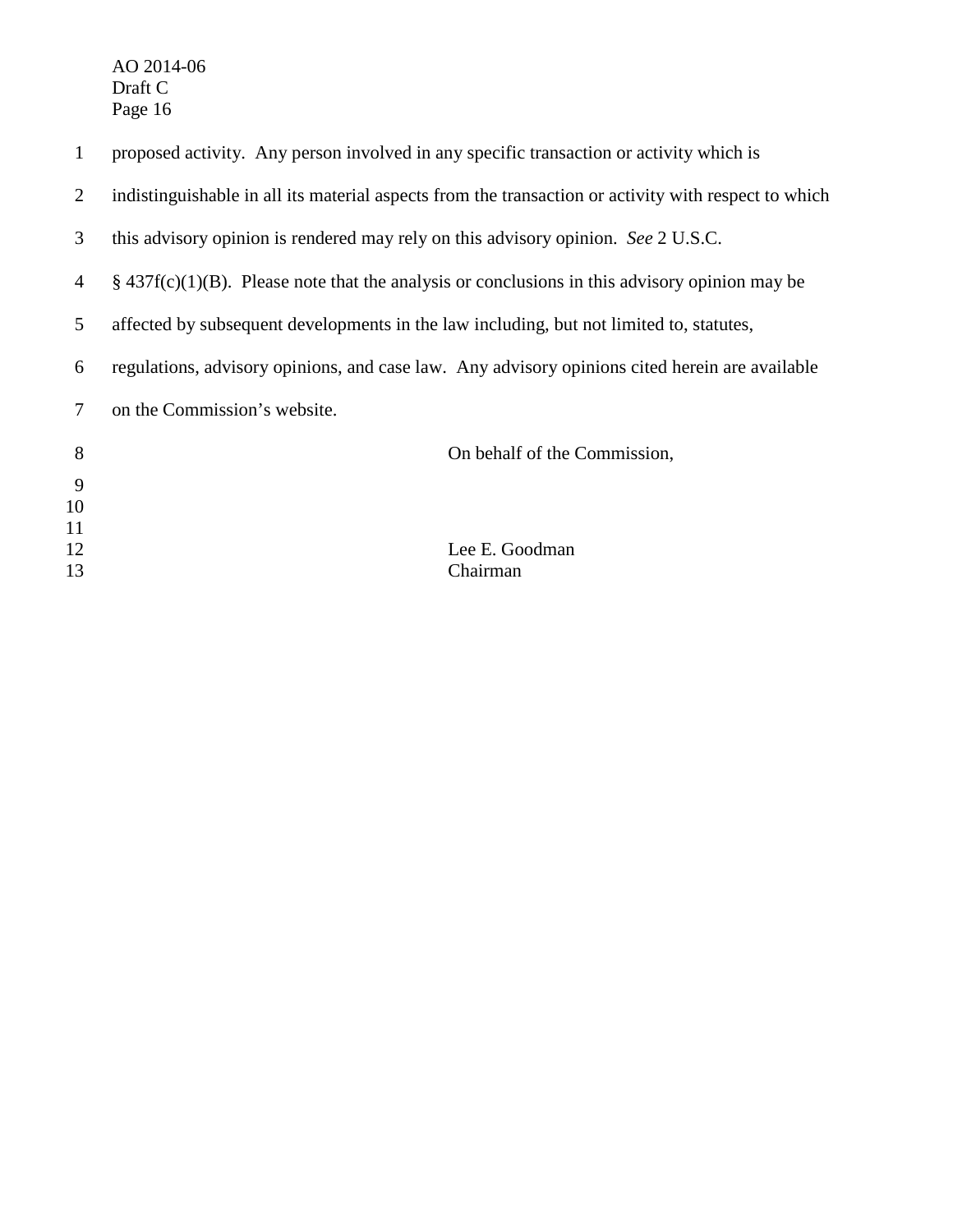proposed activity. Any person involved in any specific transaction or activity which is indistinguishable in all its material aspects from the transaction or activity with respect to which this advisory opinion is rendered may rely on this advisory opinion. *See* 2 U.S.C. § 437f(c)(1)(B). Please note that the analysis or conclusions in this advisory opinion may be affected by subsequent developments in the law including, but not limited to, statutes, regulations, advisory opinions, and case law. Any advisory opinions cited herein are available on the Commission's website.

On behalf of the Commission,

Lee E. Goodman
Chairman